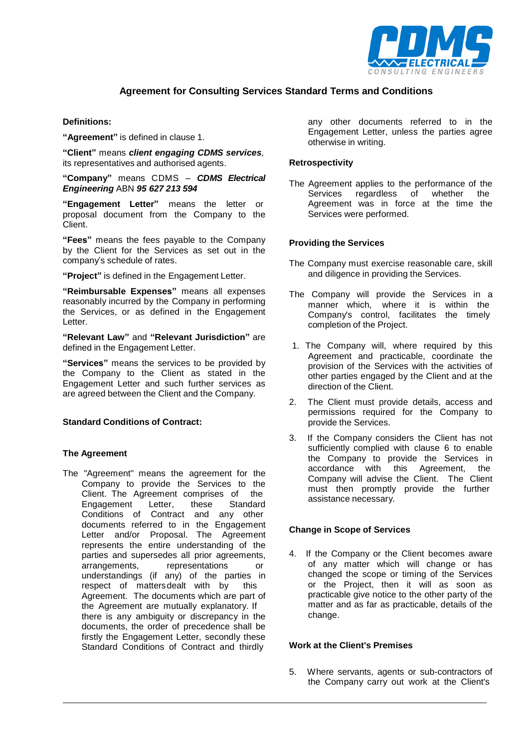# Agreement for Consulting Services Standard Terms and Conditions

**Definitions:**

**"Agreement"** is defined in clause 1.

**"Client"** means ***client engaging CDMS services***, its representatives and authorised agents.

**"Company"** means CDMS – ***CDMS Electrical Engineering*** ABN ***95 627 213 594***

**"Engagement Letter"** means the letter or proposal document from the Company to the Client.

**"Fees"** means the fees payable to the Company by the Client for the Services as set out in the company's schedule of rates.

**"Project"** is defined in the Engagement Letter.

**"Reimbursable Expenses"** means all expenses reasonably incurred by the Company in performing the Services, or as defined in the Engagement Letter.

**"Relevant Law"** and **"Relevant Jurisdiction"** are defined in the Engagement Letter.

**"Services"** means the services to be provided by the Company to the Client as stated in the Engagement Letter and such further services as are agreed between the Client and the Company.

**Standard Conditions of Contract:**

**The Agreement**

The "Agreement" means the agreement for the Company to provide the Services to the Client. The Agreement comprises of the Engagement Letter, these Standard Conditions of Contract and any other documents referred to in the Engagement Letter and/or Proposal. The Agreement represents the entire understanding of the parties and supersedes all prior agreements, arrangements, representations or understandings (if any) of the parties in respect of matters dealt with by this Agreement. The documents which are part of the Agreement are mutually explanatory. If there is any ambiguity or discrepancy in the documents, the order of precedence shall be firstly the Engagement Letter, secondly these Standard Conditions of Contract and thirdly any other documents referred to in the Engagement Letter, unless the parties agree otherwise in writing.

**Retrospectivity**

The Agreement applies to the performance of the Services regardless of whether the Agreement was in force at the time the Services were performed.

**Providing the Services**

The Company must exercise reasonable care, skill and diligence in providing the Services.

The Company will provide the Services in a manner which, where it is within the Company's control, facilitates the timely completion of the Project.

1. The Company will, where required by this Agreement and practicable, coordinate the provision of the Services with the activities of other parties engaged by the Client and at the direction of the Client.
2. The Client must provide details, access and permissions required for the Company to provide the Services.
3. If the Company considers the Client has not sufficiently complied with clause 6 to enable the Company to provide the Services in accordance with this Agreement, the Company will advise the Client. The Client must then promptly provide the further assistance necessary.

**Change in Scope of Services**

4. If the Company or the Client becomes aware of any matter which will change or has changed the scope or timing of the Services or the Project, then it will as soon as practicable give notice to the other party of the matter and as far as practicable, details of the change.

**Work at the Client's Premises**

5. Where servants, agents or sub-contractors of the Company carry out work at the Client's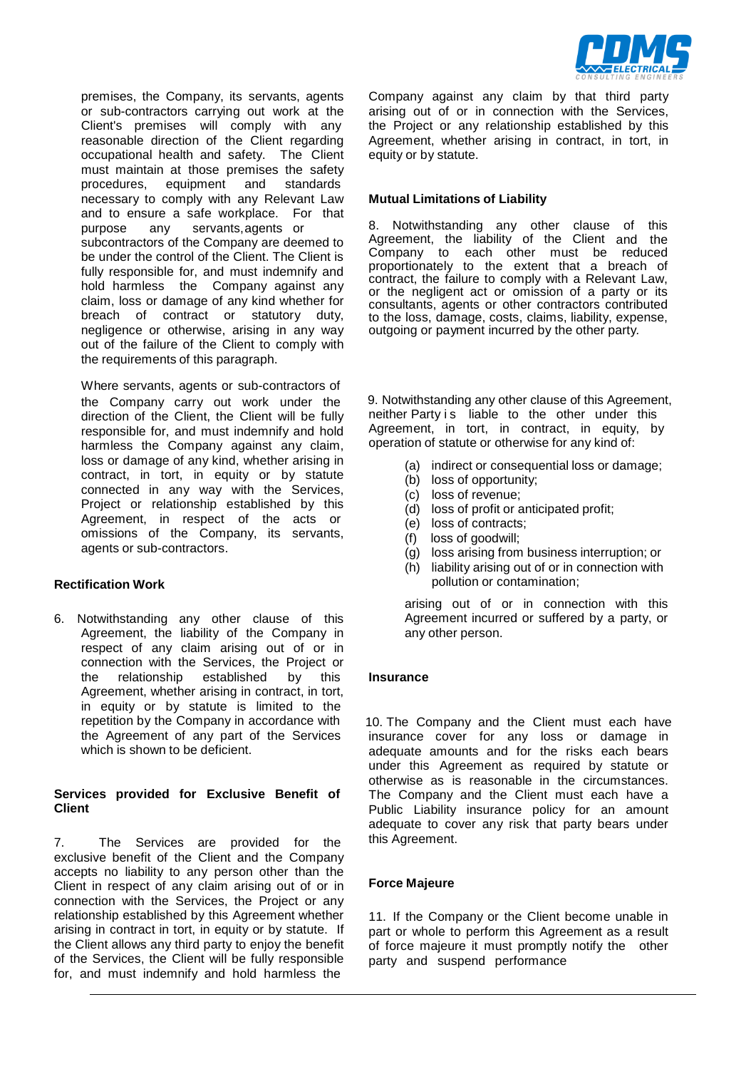premises, the Company, its servants, agents or sub-contractors carrying out work at the Client's premises will comply with any reasonable direction of the Client regarding occupational health and safety. The Client must maintain at those premises the safety procedures, equipment and standards necessary to comply with any Relevant Law and to ensure a safe workplace. For that purpose any servants, agents or subcontractors of the Company are deemed to be under the control of the Client. The Client is fully responsible for, and must indemnify and hold harmless the Company against any claim, loss or damage of any kind whether for breach of contract or statutory duty, negligence or otherwise, arising in any way out of the failure of the Client to comply with the requirements of this paragraph.

Where servants, agents or sub-contractors of the Company carry out work under the direction of the Client, the Client will be fully responsible for, and must indemnify and hold harmless the Company against any claim, loss or damage of any kind, whether arising in contract, in tort, in equity or by statute connected in any way with the Services, Project or relationship established by this Agreement, in respect of the acts or omissions of the Company, its servants, agents or sub-contractors.

**Rectification Work**

6. Notwithstanding any other clause of this Agreement, the liability of the Company in respect of any claim arising out of or in connection with the Services, the Project or the relationship established by this Agreement, whether arising in contract, in tort, in equity or by statute is limited to the repetition by the Company in accordance with the Agreement of any part of the Services which is shown to be deficient.

**Services provided for Exclusive Benefit of Client**

7. The Services are provided for the exclusive benefit of the Client and the Company accepts no liability to any person other than the Client in respect of any claim arising out of or in connection with the Services, the Project or any relationship established by this Agreement whether arising in contract in tort, in equity or by statute. If the Client allows any third party to enjoy the benefit of the Services, the Client will be fully responsible for, and must indemnify and hold harmless the Company against any claim by that third party arising out of or in connection with the Services, the Project or any relationship established by this Agreement, whether arising in contract, in tort, in equity or by statute.

**Mutual Limitations of Liability**

8. Notwithstanding any other clause of this Agreement, the liability of the Client and the Company to each other must be reduced proportionately to the extent that a breach of contract, the failure to comply with a Relevant Law, or the negligent act or omission of a party or its consultants, agents or other contractors contributed to the loss, damage, costs, claims, liability, expense, outgoing or payment incurred by the other party.

9. Notwithstanding any other clause of this Agreement, neither Party is liable to the other under this Agreement, in tort, in contract, in equity, by operation of statute or otherwise for any kind of:

(a) indirect or consequential loss or damage;
(b) loss of opportunity;
(c) loss of revenue;
(d) loss of profit or anticipated profit;
(e) loss of contracts;
(f) loss of goodwill;
(g) loss arising from business interruption; or
(h) liability arising out of or in connection with pollution or contamination;

arising out of or in connection with this Agreement incurred or suffered by a party, or any other person.

**Insurance**

10. The Company and the Client must each have insurance cover for any loss or damage in adequate amounts and for the risks each bears under this Agreement as required by statute or otherwise as is reasonable in the circumstances. The Company and the Client must each have a Public Liability insurance policy for an amount adequate to cover any risk that party bears under this Agreement.

**Force Majeure**

11. If the Company or the Client become unable in part or whole to perform this Agreement as a result of force majeure it must promptly notify the other party and suspend performance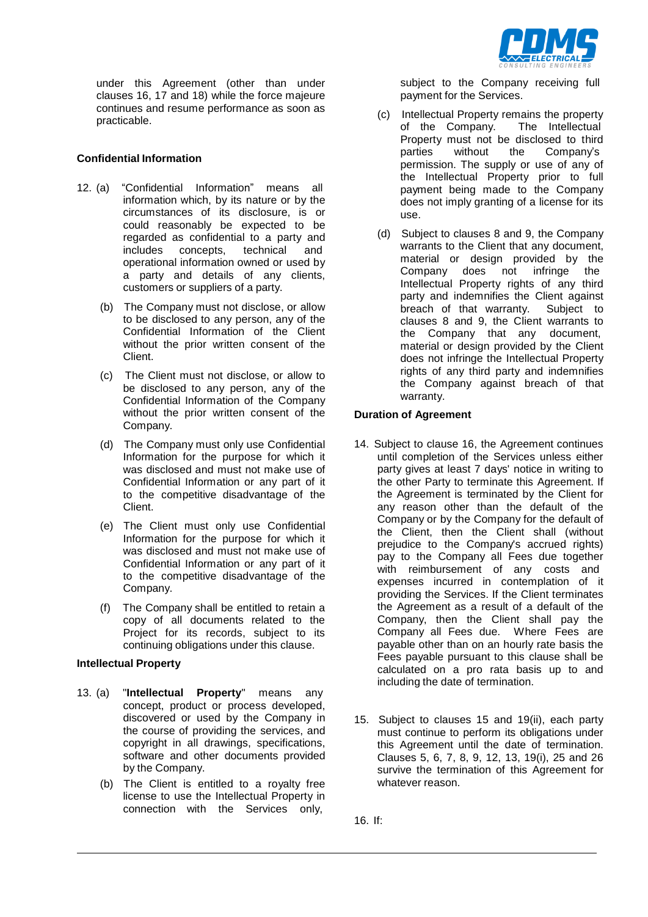under this Agreement (other than under clauses 16, 17 and 18) while the force majeure continues and resume performance as soon as practicable.

**Confidential Information**

12. (a) "Confidential Information" means all information which, by its nature or by the circumstances of its disclosure, is or could reasonably be expected to be regarded as confidential to a party and includes concepts, technical and operational information owned or used by a party and details of any clients, customers or suppliers of a party.

    (b) The Company must not disclose, or allow to be disclosed to any person, any of the Confidential Information of the Client without the prior written consent of the Client.

    (c) The Client must not disclose, or allow to be disclosed to any person, any of the Confidential Information of the Company without the prior written consent of the Company.

    (d) The Company must only use Confidential Information for the purpose for which it was disclosed and must not make use of Confidential Information or any part of it to the competitive disadvantage of the Client.

    (e) The Client must only use Confidential Information for the purpose for which it was disclosed and must not make use of Confidential Information or any part of it to the competitive disadvantage of the Company.

    (f) The Company shall be entitled to retain a copy of all documents related to the Project for its records, subject to its continuing obligations under this clause.

**Intellectual Property**

13. (a) "**Intellectual Property**" means any concept, product or process developed, discovered or used by the Company in the course of providing the services, and copyright in all drawings, specifications, software and other documents provided by the Company.

    (b) The Client is entitled to a royalty free license to use the Intellectual Property in connection with the Services only, subject to the Company receiving full payment for the Services.

    (c) Intellectual Property remains the property of the Company. The Intellectual Property must not be disclosed to third parties without the Company's permission. The supply or use of any of the Intellectual Property prior to full payment being made to the Company does not imply granting of a license for its use.

    (d) Subject to clauses 8 and 9, the Company warrants to the Client that any document, material or design provided by the Company does not infringe the Intellectual Property rights of any third party and indemnifies the Client against breach of that warranty. Subject to clauses 8 and 9, the Client warrants to the Company that any document, material or design provided by the Client does not infringe the Intellectual Property rights of any third party and indemnifies the Company against breach of that warranty.

**Duration of Agreement**

14. Subject to clause 16, the Agreement continues until completion of the Services unless either party gives at least 7 days' notice in writing to the other Party to terminate this Agreement. If the Agreement is terminated by the Client for any reason other than the default of the Company or by the Company for the default of the Client, then the Client shall (without prejudice to the Company's accrued rights) pay to the Company all Fees due together with reimbursement of any costs and expenses incurred in contemplation of it providing the Services. If the Client terminates the Agreement as a result of a default of the Company, then the Client shall pay the Company all Fees due. Where Fees are payable other than on an hourly rate basis the Fees payable pursuant to this clause shall be calculated on a pro rata basis up to and including the date of termination.

15. Subject to clauses 15 and 19(ii), each party must continue to perform its obligations under this Agreement until the date of termination. Clauses 5, 6, 7, 8, 9, 12, 13, 19(i), 25 and 26 survive the termination of this Agreement for whatever reason.

16. If: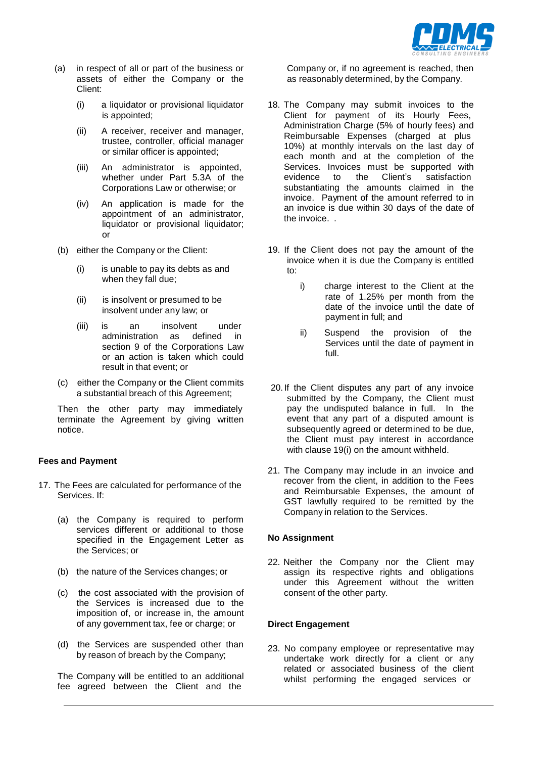(a) in respect of all or part of the business or assets of either the Company or the Client:

  (i) a liquidator or provisional liquidator is appointed;

  (ii) A receiver, receiver and manager, trustee, controller, official manager or similar officer is appointed;

  (iii) An administrator is appointed, whether under Part 5.3A of the Corporations Law or otherwise; or

  (iv) An application is made for the appointment of an administrator, liquidator or provisional liquidator; or

(b) either the Company or the Client:

  (i) is unable to pay its debts as and when they fall due;

  (ii) is insolvent or presumed to be insolvent under any law; or

  (iii) is an insolvent under administration as defined in section 9 of the Corporations Law or an action is taken which could result in that event; or

(c) either the Company or the Client commits a substantial breach of this Agreement;

Then the other party may immediately terminate the Agreement by giving written notice.

**Fees and Payment**

17. The Fees are calculated for performance of the Services. If:

  (a) the Company is required to perform services different or additional to those specified in the Engagement Letter as the Services; or

  (b) the nature of the Services changes; or

  (c) the cost associated with the provision of the Services is increased due to the imposition of, or increase in, the amount of any government tax, fee or charge; or

  (d) the Services are suspended other than by reason of breach by the Company;

  The Company will be entitled to an additional fee agreed between the Client and the Company or, if no agreement is reached, then as reasonably determined, by the Company.

18. The Company may submit invoices to the Client for payment of its Hourly Fees, Administration Charge (5% of hourly fees) and Reimbursable Expenses (charged at plus 10%) at monthly intervals on the last day of each month and at the completion of the Services. Invoices must be supported with evidence to the Client's satisfaction substantiating the amounts claimed in the invoice. Payment of the amount referred to in an invoice is due within 30 days of the date of the invoice. .

19. If the Client does not pay the amount of the invoice when it is due the Company is entitled to:

  i) charge interest to the Client at the rate of 1.25% per month from the date of the invoice until the date of payment in full; and

  ii) Suspend the provision of the Services until the date of payment in full.

20. If the Client disputes any part of any invoice submitted by the Company, the Client must pay the undisputed balance in full. In the event that any part of a disputed amount is subsequently agreed or determined to be due, the Client must pay interest in accordance with clause 19(i) on the amount withheld.

21. The Company may include in an invoice and recover from the client, in addition to the Fees and Reimbursable Expenses, the amount of GST lawfully required to be remitted by the Company in relation to the Services.

**No Assignment**

22. Neither the Company nor the Client may assign its respective rights and obligations under this Agreement without the written consent of the other party.

**Direct Engagement**

23. No company employee or representative may undertake work directly for a client or any related or associated business of the client whilst performing the engaged services or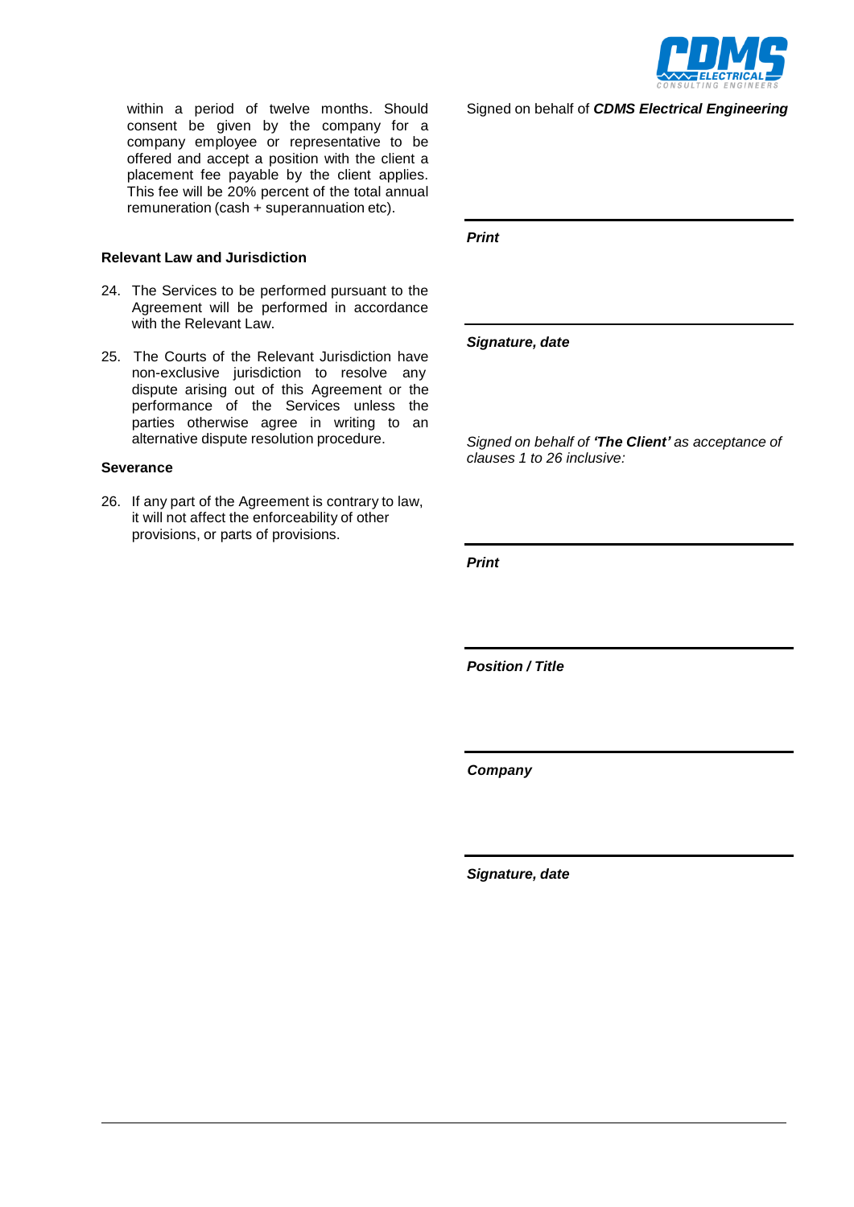within a period of twelve months. Should consent be given by the company for a company employee or representative to be offered and accept a position with the client a placement fee payable by the client applies. This fee will be 20% percent of the total annual remuneration (cash + superannuation etc).

**Relevant Law and Jurisdiction**

24. The Services to be performed pursuant to the Agreement will be performed in accordance with the Relevant Law.
25. The Courts of the Relevant Jurisdiction have non-exclusive jurisdiction to resolve any dispute arising out of this Agreement or the performance of the Services unless the parties otherwise agree in writing to an alternative dispute resolution procedure.

**Severance**

26. If any part of the Agreement is contrary to law, it will not affect the enforceability of other provisions, or parts of provisions.

Signed on behalf of ***CDMS Electrical Engineering***

---

***Print***

---

***Signature, date***

*Signed on behalf of **'The Client'** as acceptance of clauses 1 to 26 inclusive:*

---

***Print***

---

***Position / Title***

---

***Company***

---

***Signature, date***